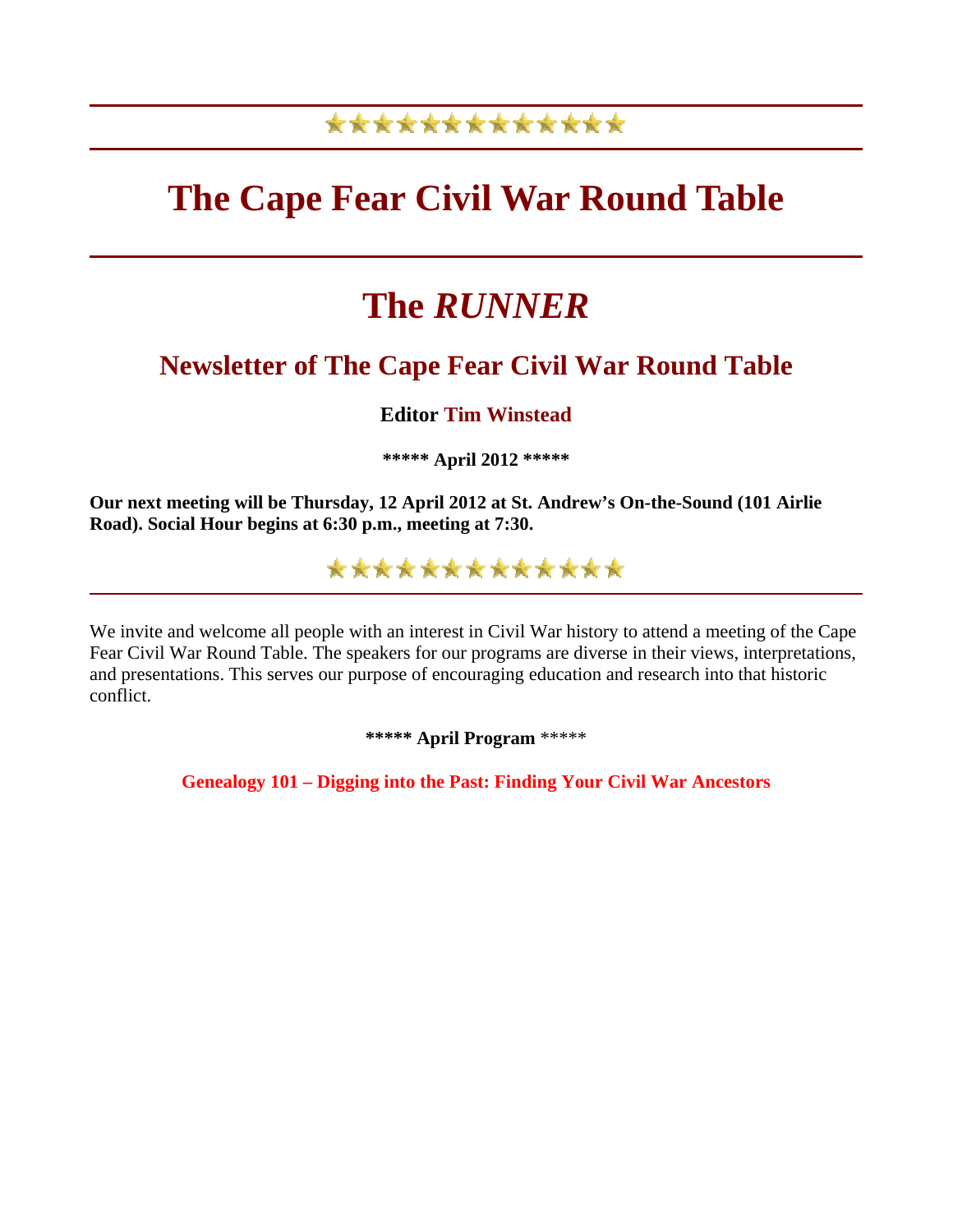# The Cape Fear Civil War Round Table

# The *RUNNER*

## Newsletter of The Cape Fear Civil War Round Table

**Editor Tim Winstead**

**\*\*\*\*\* April 2012 \*\*\*\*\***

**Our next meeting will be Thursday, 12 April 2012 at St. Andrew's On-the-Sound (101 Airlie Road). Social Hour begins at 6:30 p.m., meeting at 7:30.**

---

We invite and welcome all people with an interest in Civil War history to attend a meeting of the Cape Fear Civil War Round Table. The speakers for our programs are diverse in their views, interpretations, and presentations. This serves our purpose of encouraging education and research into that historic conflict.

**\*\*\*\*\* April Program** \*\*\*\*\*

**Genealogy 101 – Digging into the Past: Finding Your Civil War Ancestors**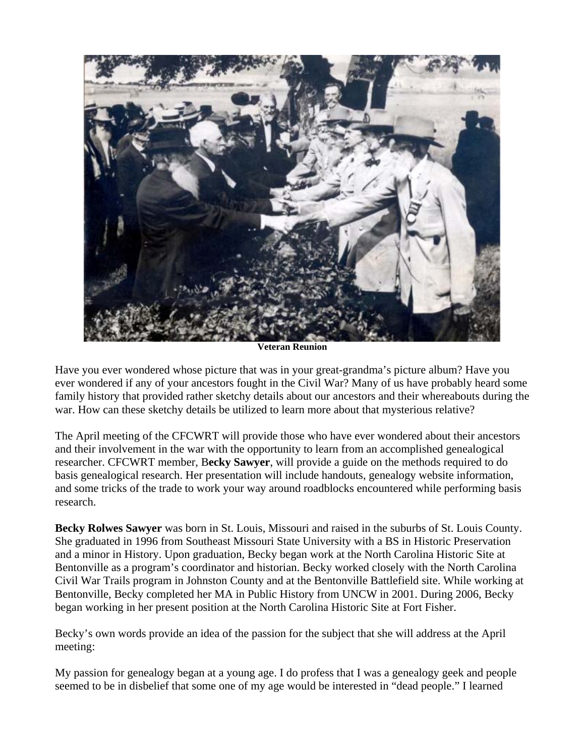**Veteran Reunion**

Have you ever wondered whose picture that was in your great-grandma's picture album? Have you ever wondered if any of your ancestors fought in the Civil War? Many of us have probably heard some family history that provided rather sketchy details about our ancestors and their whereabouts during the war. How can these sketchy details be utilized to learn more about that mysterious relative?

The April meeting of the CFCWRT will provide those who have ever wondered about their ancestors and their involvement in the war with the opportunity to learn from an accomplished genealogical researcher. CFCWRT member, B**ecky Sawyer**, will provide a guide on the methods required to do basis genealogical research. Her presentation will include handouts, genealogy website information, and some tricks of the trade to work your way around roadblocks encountered while performing basis research.

**Becky Rolwes Sawyer** was born in St. Louis, Missouri and raised in the suburbs of St. Louis County. She graduated in 1996 from Southeast Missouri State University with a BS in Historic Preservation and a minor in History. Upon graduation, Becky began work at the North Carolina Historic Site at Bentonville as a program's coordinator and historian. Becky worked closely with the North Carolina Civil War Trails program in Johnston County and at the Bentonville Battlefield site. While working at Bentonville, Becky completed her MA in Public History from UNCW in 2001. During 2006, Becky began working in her present position at the North Carolina Historic Site at Fort Fisher.

Becky's own words provide an idea of the passion for the subject that she will address at the April meeting:

My passion for genealogy began at a young age. I do profess that I was a genealogy geek and people seemed to be in disbelief that some one of my age would be interested in "dead people." I learned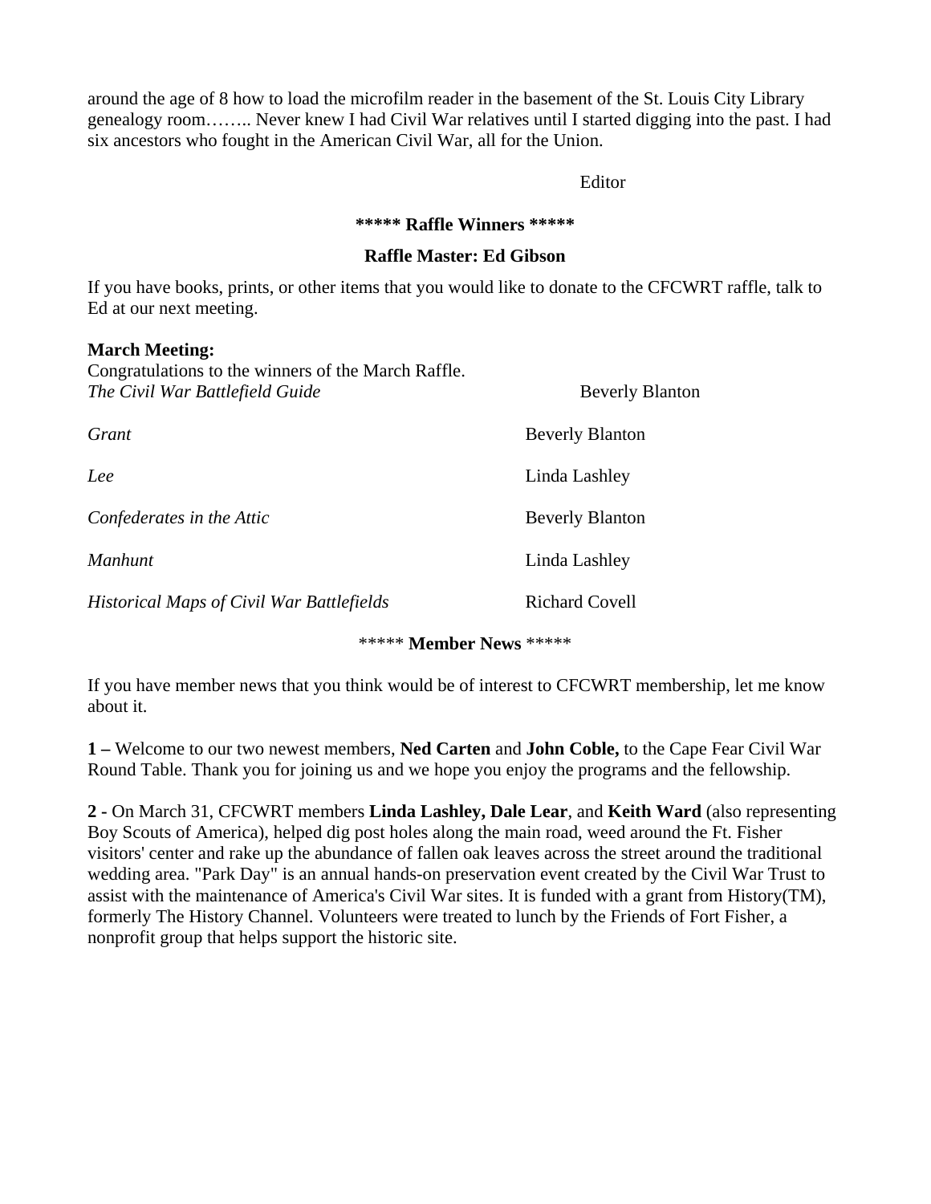around the age of 8 how to load the microfilm reader in the basement of the St. Louis City Library genealogy room…….. Never knew I had Civil War relatives until I started digging into the past. I had six ancestors who fought in the American Civil War, all for the Union.

Editor

**\*\*\*\*\* Raffle Winners \*\*\*\*\***

**Raffle Master: Ed Gibson**

If you have books, prints, or other items that you would like to donate to the CFCWRT raffle, talk to Ed at our next meeting.

**March Meeting:**

Congratulations to the winners of the March Raffle.

| | |
|---|---|
| *The Civil War Battlefield Guide* | Beverly Blanton |
| *Grant* | Beverly Blanton |
| *Lee* | Linda Lashley |
| *Confederates in the Attic* | Beverly Blanton |
| *Manhunt* | Linda Lashley |
| *Historical Maps of Civil War Battlefields* | Richard Covell |

\*\*\*\*\* **Member News** \*\*\*\*\*

If you have member news that you think would be of interest to CFCWRT membership, let me know about it.

**1 –** Welcome to our two newest members, **Ned Carten** and **John Coble,** to the Cape Fear Civil War Round Table. Thank you for joining us and we hope you enjoy the programs and the fellowship.

**2 -** On March 31, CFCWRT members **Linda Lashley, Dale Lear**, and **Keith Ward** (also representing Boy Scouts of America), helped dig post holes along the main road, weed around the Ft. Fisher visitors' center and rake up the abundance of fallen oak leaves across the street around the traditional wedding area. "Park Day" is an annual hands-on preservation event created by the Civil War Trust to assist with the maintenance of America's Civil War sites. It is funded with a grant from History(TM), formerly The History Channel. Volunteers were treated to lunch by the Friends of Fort Fisher, a nonprofit group that helps support the historic site.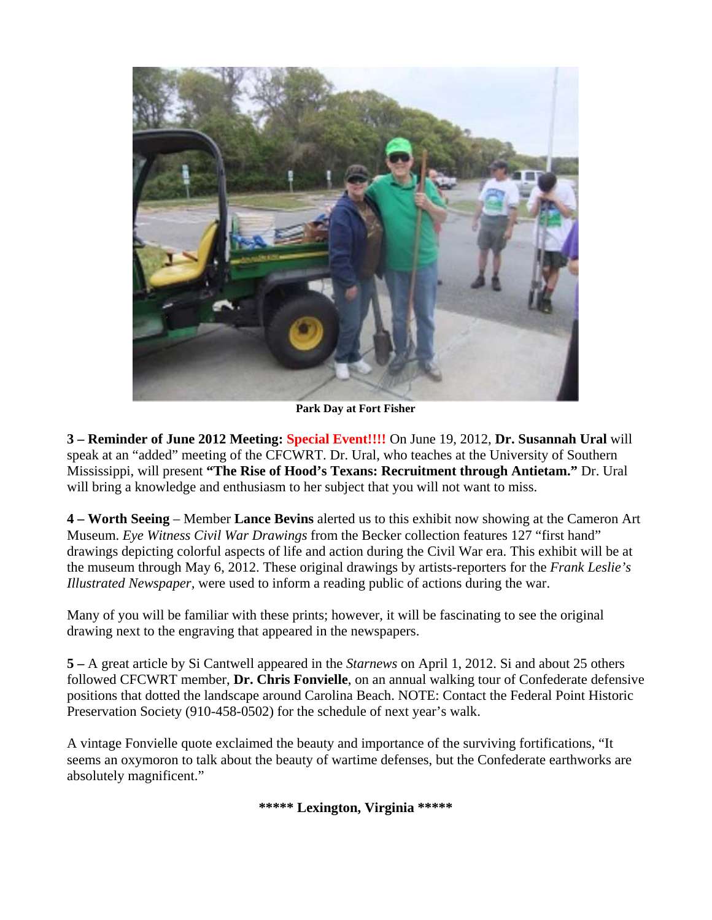**Park Day at Fort Fisher**

**3 – Reminder of June 2012 Meeting: Special Event!!!!** On June 19, 2012, **Dr. Susannah Ural** will speak at an "added" meeting of the CFCWRT. Dr. Ural, who teaches at the University of Southern Mississippi, will present **"The Rise of Hood's Texans: Recruitment through Antietam."** Dr. Ural will bring a knowledge and enthusiasm to her subject that you will not want to miss.

**4 – Worth Seeing** – Member **Lance Bevins** alerted us to this exhibit now showing at the Cameron Art Museum. *Eye Witness Civil War Drawings* from the Becker collection features 127 "first hand" drawings depicting colorful aspects of life and action during the Civil War era. This exhibit will be at the museum through May 6, 2012. These original drawings by artists-reporters for the *Frank Leslie's Illustrated Newspaper*, were used to inform a reading public of actions during the war.

Many of you will be familiar with these prints; however, it will be fascinating to see the original drawing next to the engraving that appeared in the newspapers.

**5 –** A great article by Si Cantwell appeared in the *Starnews* on April 1, 2012. Si and about 25 others followed CFCWRT member, **Dr. Chris Fonvielle**, on an annual walking tour of Confederate defensive positions that dotted the landscape around Carolina Beach. NOTE: Contact the Federal Point Historic Preservation Society (910-458-0502) for the schedule of next year's walk.

A vintage Fonvielle quote exclaimed the beauty and importance of the surviving fortifications, "It seems an oxymoron to talk about the beauty of wartime defenses, but the Confederate earthworks are absolutely magnificent."

**\*\*\*\*\* Lexington, Virginia \*\*\*\*\***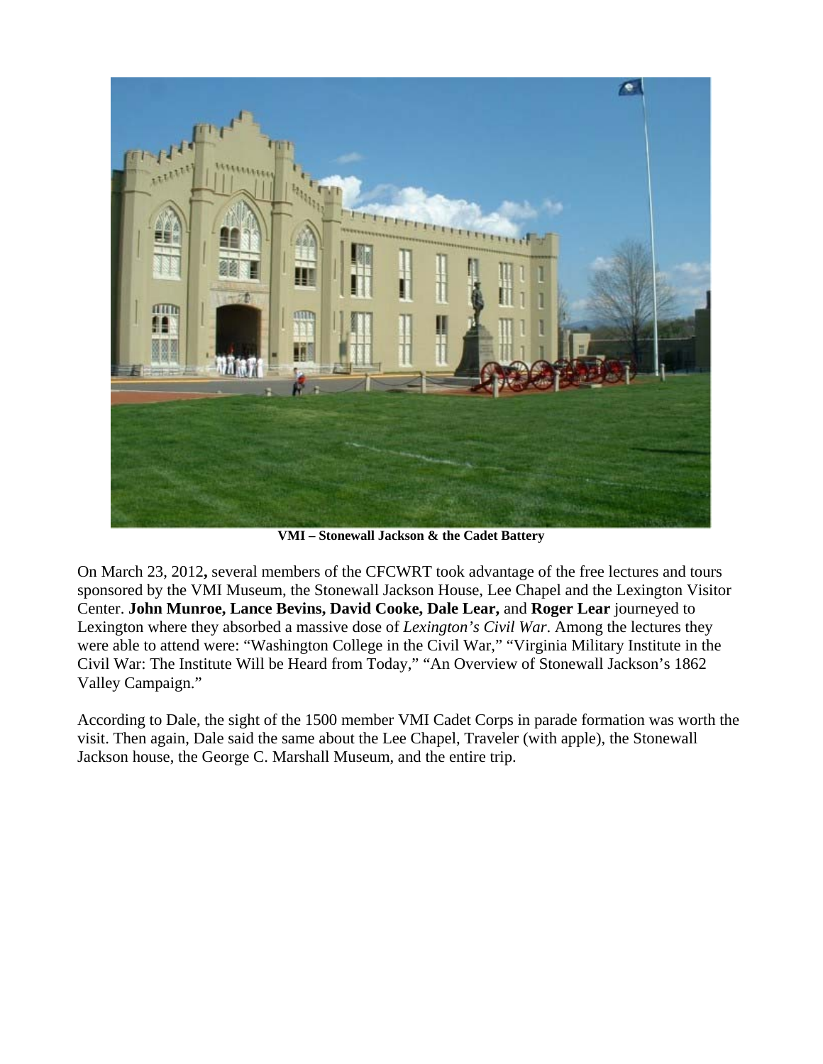**VMI – Stonewall Jackson & the Cadet Battery**

On March 23, 2012**,** several members of the CFCWRT took advantage of the free lectures and tours sponsored by the VMI Museum, the Stonewall Jackson House, Lee Chapel and the Lexington Visitor Center. **John Munroe, Lance Bevins, David Cooke, Dale Lear,** and **Roger Lear** journeyed to Lexington where they absorbed a massive dose of *Lexington's Civil War*. Among the lectures they were able to attend were: "Washington College in the Civil War," "Virginia Military Institute in the Civil War: The Institute Will be Heard from Today," "An Overview of Stonewall Jackson's 1862 Valley Campaign."

According to Dale, the sight of the 1500 member VMI Cadet Corps in parade formation was worth the visit. Then again, Dale said the same about the Lee Chapel, Traveler (with apple), the Stonewall Jackson house, the George C. Marshall Museum, and the entire trip.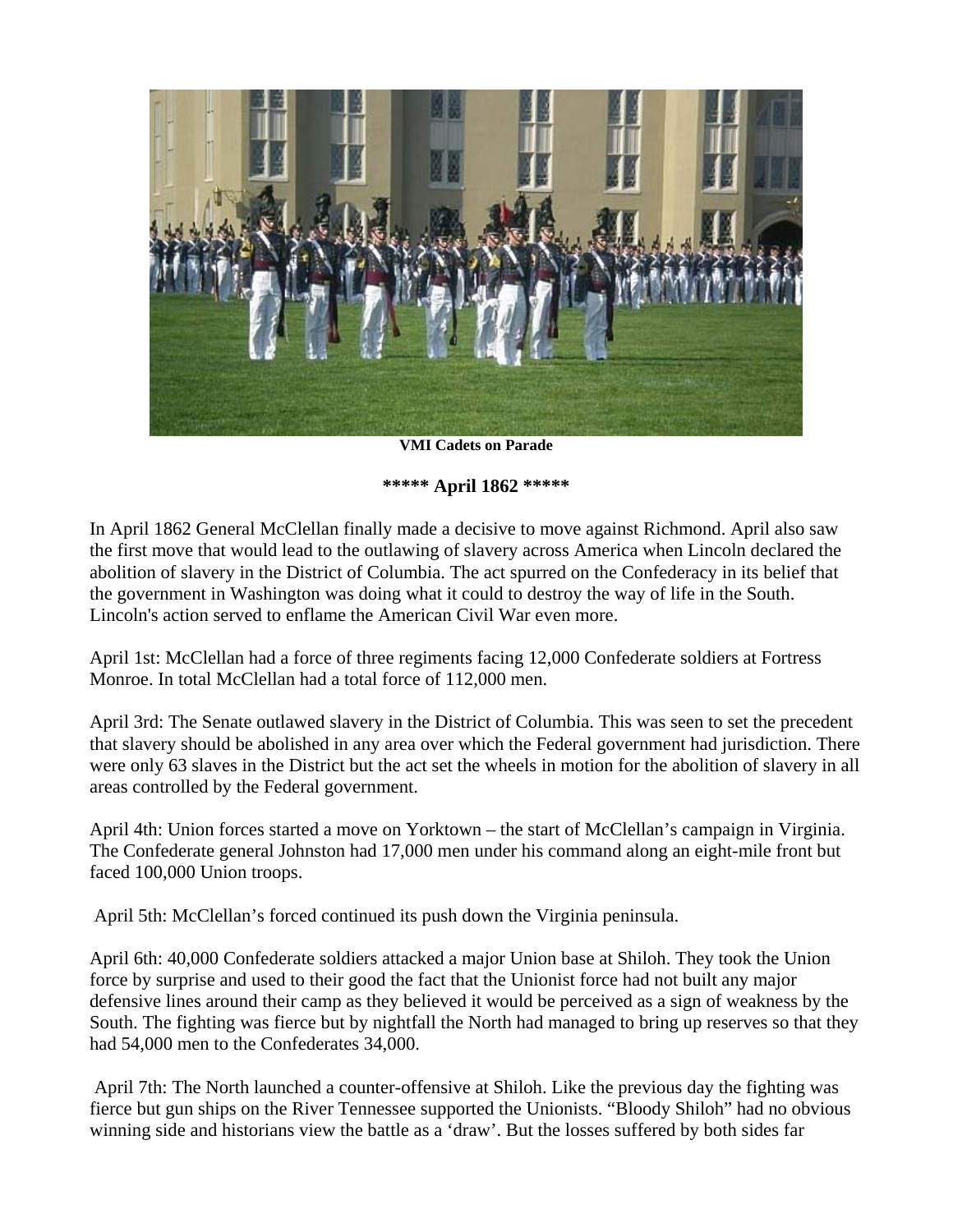VMI Cadets on Parade

**\*\*\*\*\* April 1862 \*\*\*\*\***

In April 1862 General McClellan finally made a decisive to move against Richmond. April also saw the first move that would lead to the outlawing of slavery across America when Lincoln declared the abolition of slavery in the District of Columbia. The act spurred on the Confederacy in its belief that the government in Washington was doing what it could to destroy the way of life in the South. Lincoln's action served to enflame the American Civil War even more.

April 1st: McClellan had a force of three regiments facing 12,000 Confederate soldiers at Fortress Monroe. In total McClellan had a total force of 112,000 men.

April 3rd: The Senate outlawed slavery in the District of Columbia. This was seen to set the precedent that slavery should be abolished in any area over which the Federal government had jurisdiction. There were only 63 slaves in the District but the act set the wheels in motion for the abolition of slavery in all areas controlled by the Federal government.

April 4th: Union forces started a move on Yorktown – the start of McClellan's campaign in Virginia. The Confederate general Johnston had 17,000 men under his command along an eight-mile front but faced 100,000 Union troops.

April 5th: McClellan's forced continued its push down the Virginia peninsula.

April 6th: 40,000 Confederate soldiers attacked a major Union base at Shiloh. They took the Union force by surprise and used to their good the fact that the Unionist force had not built any major defensive lines around their camp as they believed it would be perceived as a sign of weakness by the South. The fighting was fierce but by nightfall the North had managed to bring up reserves so that they had 54,000 men to the Confederates 34,000.

April 7th: The North launched a counter-offensive at Shiloh. Like the previous day the fighting was fierce but gun ships on the River Tennessee supported the Unionists. "Bloody Shiloh" had no obvious winning side and historians view the battle as a 'draw'. But the losses suffered by both sides far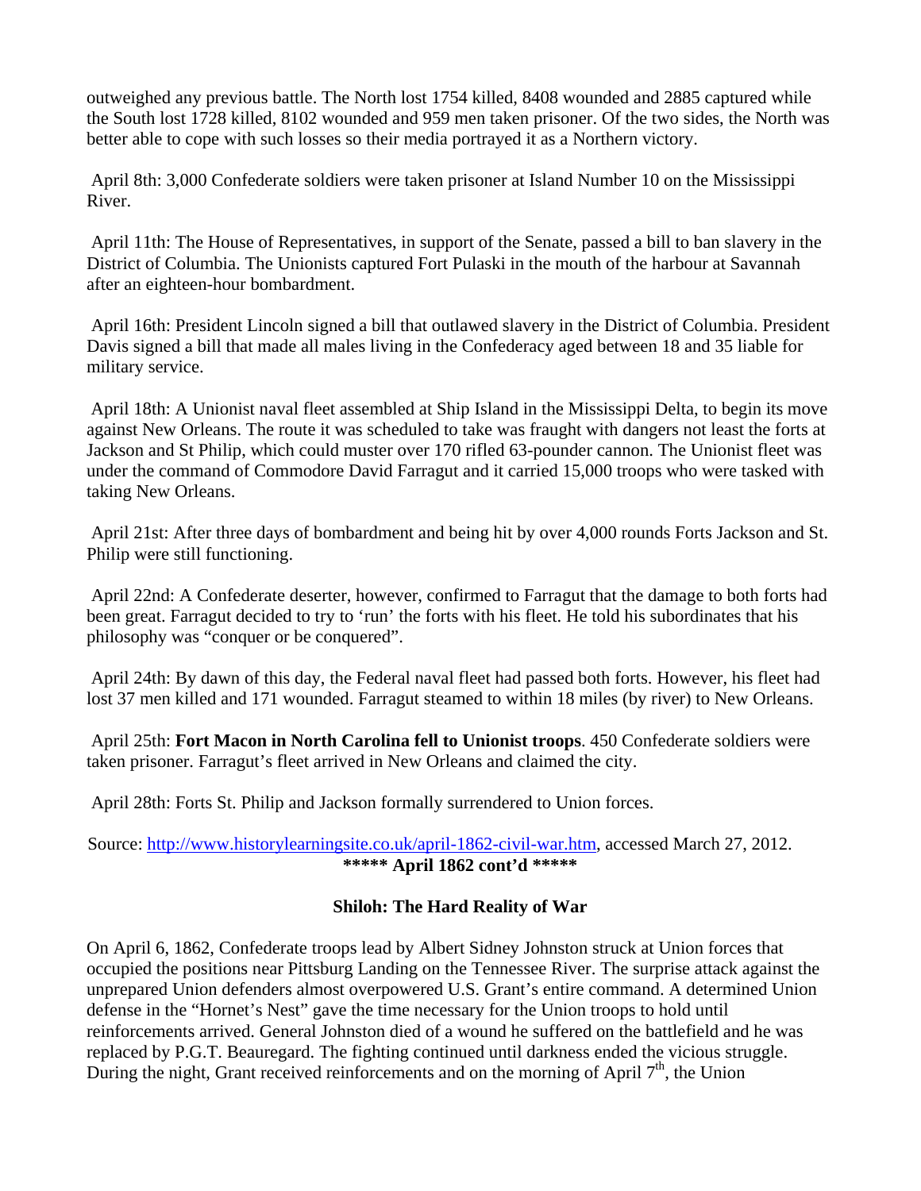outweighed any previous battle. The North lost 1754 killed, 8408 wounded and 2885 captured while the South lost 1728 killed, 8102 wounded and 959 men taken prisoner. Of the two sides, the North was better able to cope with such losses so their media portrayed it as a Northern victory.

April 8th: 3,000 Confederate soldiers were taken prisoner at Island Number 10 on the Mississippi River.

April 11th: The House of Representatives, in support of the Senate, passed a bill to ban slavery in the District of Columbia. The Unionists captured Fort Pulaski in the mouth of the harbour at Savannah after an eighteen-hour bombardment.

April 16th: President Lincoln signed a bill that outlawed slavery in the District of Columbia. President Davis signed a bill that made all males living in the Confederacy aged between 18 and 35 liable for military service.

April 18th: A Unionist naval fleet assembled at Ship Island in the Mississippi Delta, to begin its move against New Orleans. The route it was scheduled to take was fraught with dangers not least the forts at Jackson and St Philip, which could muster over 170 rifled 63-pounder cannon. The Unionist fleet was under the command of Commodore David Farragut and it carried 15,000 troops who were tasked with taking New Orleans.

April 21st: After three days of bombardment and being hit by over 4,000 rounds Forts Jackson and St. Philip were still functioning.

April 22nd: A Confederate deserter, however, confirmed to Farragut that the damage to both forts had been great. Farragut decided to try to 'run' the forts with his fleet. He told his subordinates that his philosophy was "conquer or be conquered".

April 24th: By dawn of this day, the Federal naval fleet had passed both forts. However, his fleet had lost 37 men killed and 171 wounded. Farragut steamed to within 18 miles (by river) to New Orleans.

April 25th: **Fort Macon in North Carolina fell to Unionist troops**. 450 Confederate soldiers were taken prisoner. Farragut's fleet arrived in New Orleans and claimed the city.

April 28th: Forts St. Philip and Jackson formally surrendered to Union forces.

Source: [http://www.historylearningsite.co.uk/april-1862-civil-war.htm](http://www.historylearningsite.co.uk/april-1862-civil-war.htm), accessed March 27, 2012.

**\*\*\*\*\* April 1862 cont'd \*\*\*\*\***

**Shiloh: The Hard Reality of War**

On April 6, 1862, Confederate troops lead by Albert Sidney Johnston struck at Union forces that occupied the positions near Pittsburg Landing on the Tennessee River. The surprise attack against the unprepared Union defenders almost overpowered U.S. Grant's entire command. A determined Union defense in the "Hornet's Nest" gave the time necessary for the Union troops to hold until reinforcements arrived. General Johnston died of a wound he suffered on the battlefield and he was replaced by P.G.T. Beauregard. The fighting continued until darkness ended the vicious struggle. During the night, Grant received reinforcements and on the morning of April 7th, the Union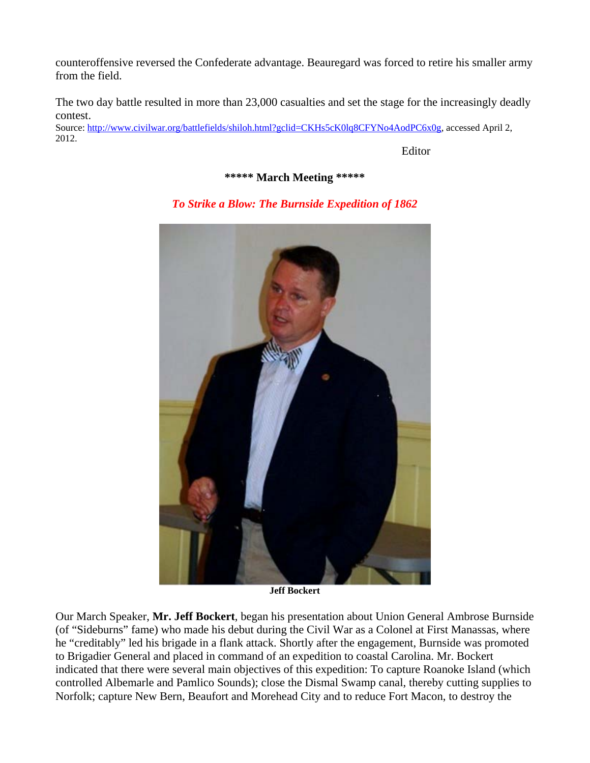counteroffensive reversed the Confederate advantage. Beauregard was forced to retire his smaller army from the field.

The two day battle resulted in more than 23,000 casualties and set the stage for the increasingly deadly contest.

Source: http://www.civilwar.org/battlefields/shiloh.html?gclid=CKHs5cK0lq8CFYNo4AodPC6x0g, accessed April 2, 2012.

Editor

**\*\*\*\*\* March Meeting \*\*\*\*\***

***To Strike a Blow: The Burnside Expedition of 1862***

**Jeff Bockert**

Our March Speaker, **Mr. Jeff Bockert**, began his presentation about Union General Ambrose Burnside (of "Sideburns" fame) who made his debut during the Civil War as a Colonel at First Manassas, where he "creditably" led his brigade in a flank attack. Shortly after the engagement, Burnside was promoted to Brigadier General and placed in command of an expedition to coastal Carolina. Mr. Bockert indicated that there were several main objectives of this expedition: To capture Roanoke Island (which controlled Albemarle and Pamlico Sounds); close the Dismal Swamp canal, thereby cutting supplies to Norfolk; capture New Bern, Beaufort and Morehead City and to reduce Fort Macon, to destroy the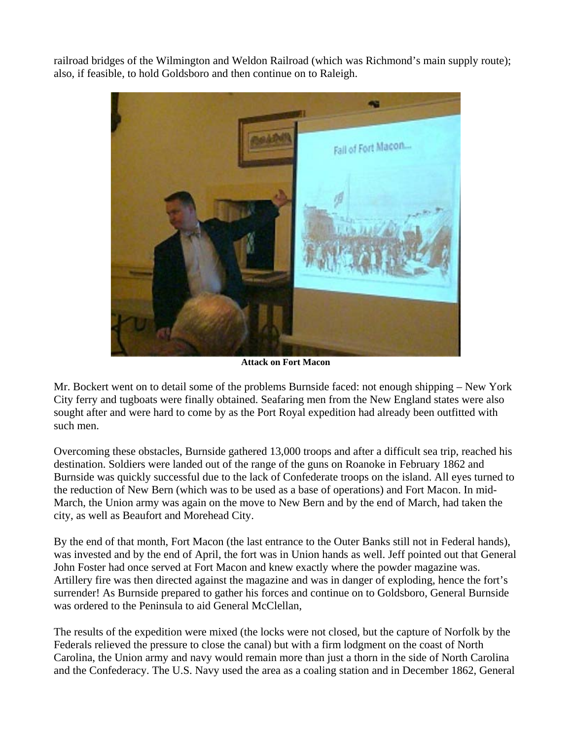railroad bridges of the Wilmington and Weldon Railroad (which was Richmond's main supply route); also, if feasible, to hold Goldsboro and then continue on to Raleigh.

**Attack on Fort Macon**

Mr. Bockert went on to detail some of the problems Burnside faced: not enough shipping – New York City ferry and tugboats were finally obtained. Seafaring men from the New England states were also sought after and were hard to come by as the Port Royal expedition had already been outfitted with such men.

Overcoming these obstacles, Burnside gathered 13,000 troops and after a difficult sea trip, reached his destination. Soldiers were landed out of the range of the guns on Roanoke in February 1862 and Burnside was quickly successful due to the lack of Confederate troops on the island. All eyes turned to the reduction of New Bern (which was to be used as a base of operations) and Fort Macon. In mid-March, the Union army was again on the move to New Bern and by the end of March, had taken the city, as well as Beaufort and Morehead City.

By the end of that month, Fort Macon (the last entrance to the Outer Banks still not in Federal hands), was invested and by the end of April, the fort was in Union hands as well. Jeff pointed out that General John Foster had once served at Fort Macon and knew exactly where the powder magazine was. Artillery fire was then directed against the magazine and was in danger of exploding, hence the fort's surrender! As Burnside prepared to gather his forces and continue on to Goldsboro, General Burnside was ordered to the Peninsula to aid General McClellan,

The results of the expedition were mixed (the locks were not closed, but the capture of Norfolk by the Federals relieved the pressure to close the canal) but with a firm lodgment on the coast of North Carolina, the Union army and navy would remain more than just a thorn in the side of North Carolina and the Confederacy. The U.S. Navy used the area as a coaling station and in December 1862, General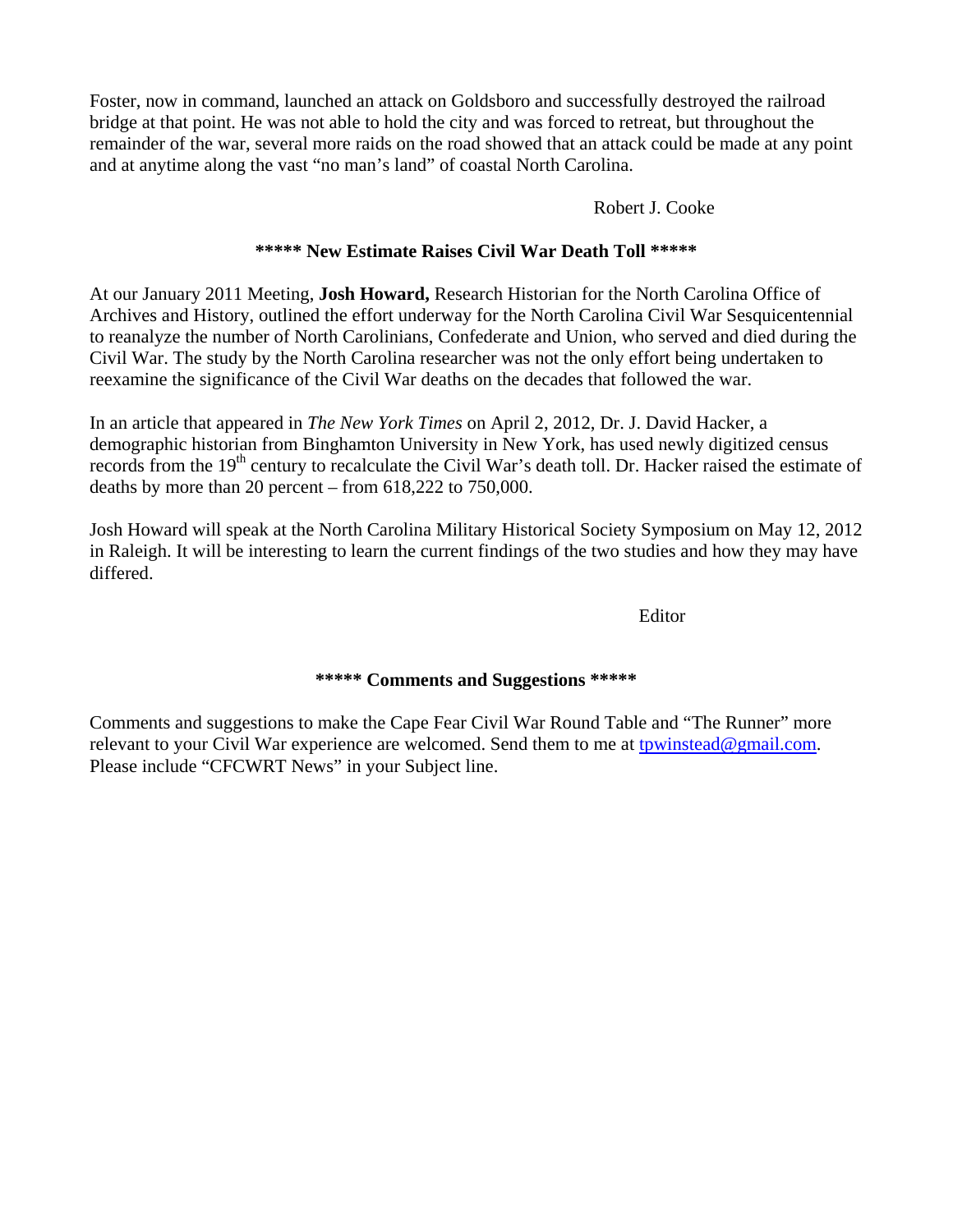Foster, now in command, launched an attack on Goldsboro and successfully destroyed the railroad bridge at that point. He was not able to hold the city and was forced to retreat, but throughout the remainder of the war, several more raids on the road showed that an attack could be made at any point and at anytime along the vast "no man's land" of coastal North Carolina.

Robert J. Cooke

## ***** New Estimate Raises Civil War Death Toll *****

At our January 2011 Meeting, **Josh Howard,** Research Historian for the North Carolina Office of Archives and History, outlined the effort underway for the North Carolina Civil War Sesquicentennial to reanalyze the number of North Carolinians, Confederate and Union, who served and died during the Civil War. The study by the North Carolina researcher was not the only effort being undertaken to reexamine the significance of the Civil War deaths on the decades that followed the war.

In an article that appeared in *The New York Times* on April 2, 2012, Dr. J. David Hacker, a demographic historian from Binghamton University in New York, has used newly digitized census records from the 19th century to recalculate the Civil War's death toll. Dr. Hacker raised the estimate of deaths by more than 20 percent – from 618,222 to 750,000.

Josh Howard will speak at the North Carolina Military Historical Society Symposium on May 12, 2012 in Raleigh. It will be interesting to learn the current findings of the two studies and how they may have differed.

Editor

## ***** Comments and Suggestions *****

Comments and suggestions to make the Cape Fear Civil War Round Table and "The Runner" more relevant to your Civil War experience are welcomed. Send them to me at tpwinstead@gmail.com. Please include "CFCWRT News" in your Subject line.